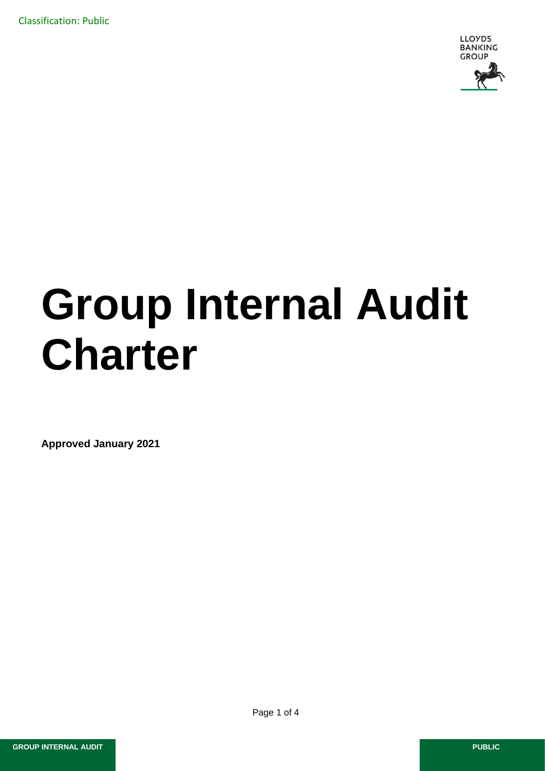Classification: Public

LLOYDS BANKING GROUP

# Group Internal Audit Charter

**Approved January 2021**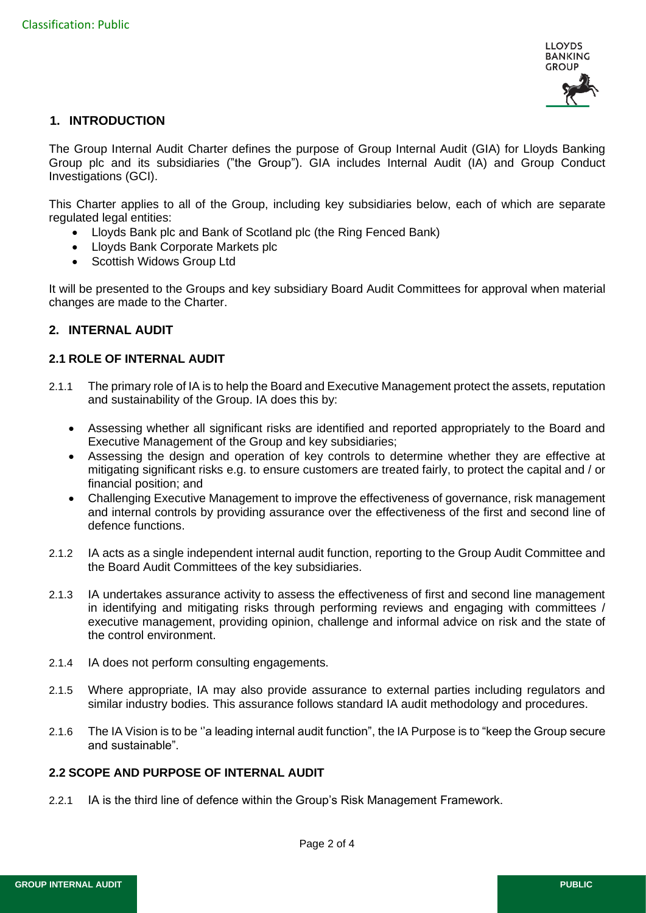## 1. INTRODUCTION

The Group Internal Audit Charter defines the purpose of Group Internal Audit (GIA) for Lloyds Banking Group plc and its subsidiaries ("the Group"). GIA includes Internal Audit (IA) and Group Conduct Investigations (GCI).

This Charter applies to all of the Group, including key subsidiaries below, each of which are separate regulated legal entities:

- Lloyds Bank plc and Bank of Scotland plc (the Ring Fenced Bank)
- Lloyds Bank Corporate Markets plc
- Scottish Widows Group Ltd

It will be presented to the Groups and key subsidiary Board Audit Committees for approval when material changes are made to the Charter.

## 2. INTERNAL AUDIT

### 2.1 ROLE OF INTERNAL AUDIT

2.1.1 The primary role of IA is to help the Board and Executive Management protect the assets, reputation and sustainability of the Group. IA does this by:

- Assessing whether all significant risks are identified and reported appropriately to the Board and Executive Management of the Group and key subsidiaries;
- Assessing the design and operation of key controls to determine whether they are effective at mitigating significant risks e.g. to ensure customers are treated fairly, to protect the capital and / or financial position; and
- Challenging Executive Management to improve the effectiveness of governance, risk management and internal controls by providing assurance over the effectiveness of the first and second line of defence functions.

2.1.2 IA acts as a single independent internal audit function, reporting to the Group Audit Committee and the Board Audit Committees of the key subsidiaries.

2.1.3 IA undertakes assurance activity to assess the effectiveness of first and second line management in identifying and mitigating risks through performing reviews and engaging with committees / executive management, providing opinion, challenge and informal advice on risk and the state of the control environment.

2.1.4 IA does not perform consulting engagements.

2.1.5 Where appropriate, IA may also provide assurance to external parties including regulators and similar industry bodies. This assurance follows standard IA audit methodology and procedures.

2.1.6 The IA Vision is to be ''a leading internal audit function", the IA Purpose is to "keep the Group secure and sustainable".

### 2.2 SCOPE AND PURPOSE OF INTERNAL AUDIT

2.2.1 IA is the third line of defence within the Group's Risk Management Framework.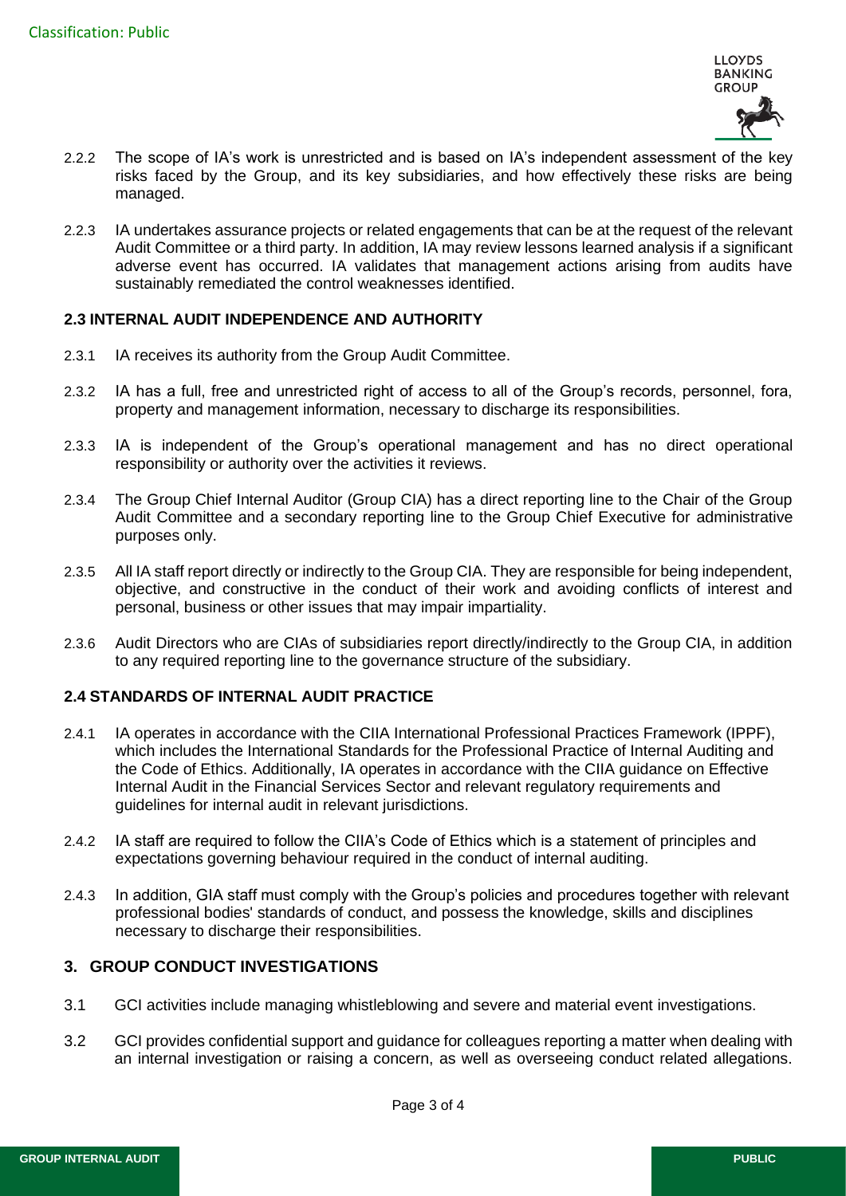2.2.2 The scope of IA's work is unrestricted and is based on IA's independent assessment of the key risks faced by the Group, and its key subsidiaries, and how effectively these risks are being managed.

2.2.3 IA undertakes assurance projects or related engagements that can be at the request of the relevant Audit Committee or a third party. In addition, IA may review lessons learned analysis if a significant adverse event has occurred. IA validates that management actions arising from audits have sustainably remediated the control weaknesses identified.

### 2.3 INTERNAL AUDIT INDEPENDENCE AND AUTHORITY

2.3.1 IA receives its authority from the Group Audit Committee.

2.3.2 IA has a full, free and unrestricted right of access to all of the Group's records, personnel, fora, property and management information, necessary to discharge its responsibilities.

2.3.3 IA is independent of the Group's operational management and has no direct operational responsibility or authority over the activities it reviews.

2.3.4 The Group Chief Internal Auditor (Group CIA) has a direct reporting line to the Chair of the Group Audit Committee and a secondary reporting line to the Group Chief Executive for administrative purposes only.

2.3.5 All IA staff report directly or indirectly to the Group CIA. They are responsible for being independent, objective, and constructive in the conduct of their work and avoiding conflicts of interest and personal, business or other issues that may impair impartiality.

2.3.6 Audit Directors who are CIAs of subsidiaries report directly/indirectly to the Group CIA, in addition to any required reporting line to the governance structure of the subsidiary.

### 2.4 STANDARDS OF INTERNAL AUDIT PRACTICE

2.4.1 IA operates in accordance with the CIIA International Professional Practices Framework (IPPF), which includes the International Standards for the Professional Practice of Internal Auditing and the Code of Ethics. Additionally, IA operates in accordance with the CIIA guidance on Effective Internal Audit in the Financial Services Sector and relevant regulatory requirements and guidelines for internal audit in relevant jurisdictions.

2.4.2 IA staff are required to follow the CIIA's Code of Ethics which is a statement of principles and expectations governing behaviour required in the conduct of internal auditing.

2.4.3 In addition, GIA staff must comply with the Group's policies and procedures together with relevant professional bodies' standards of conduct, and possess the knowledge, skills and disciplines necessary to discharge their responsibilities.

## 3. GROUP CONDUCT INVESTIGATIONS

3.1 GCI activities include managing whistleblowing and severe and material event investigations.

3.2 GCI provides confidential support and guidance for colleagues reporting a matter when dealing with an internal investigation or raising a concern, as well as overseeing conduct related allegations.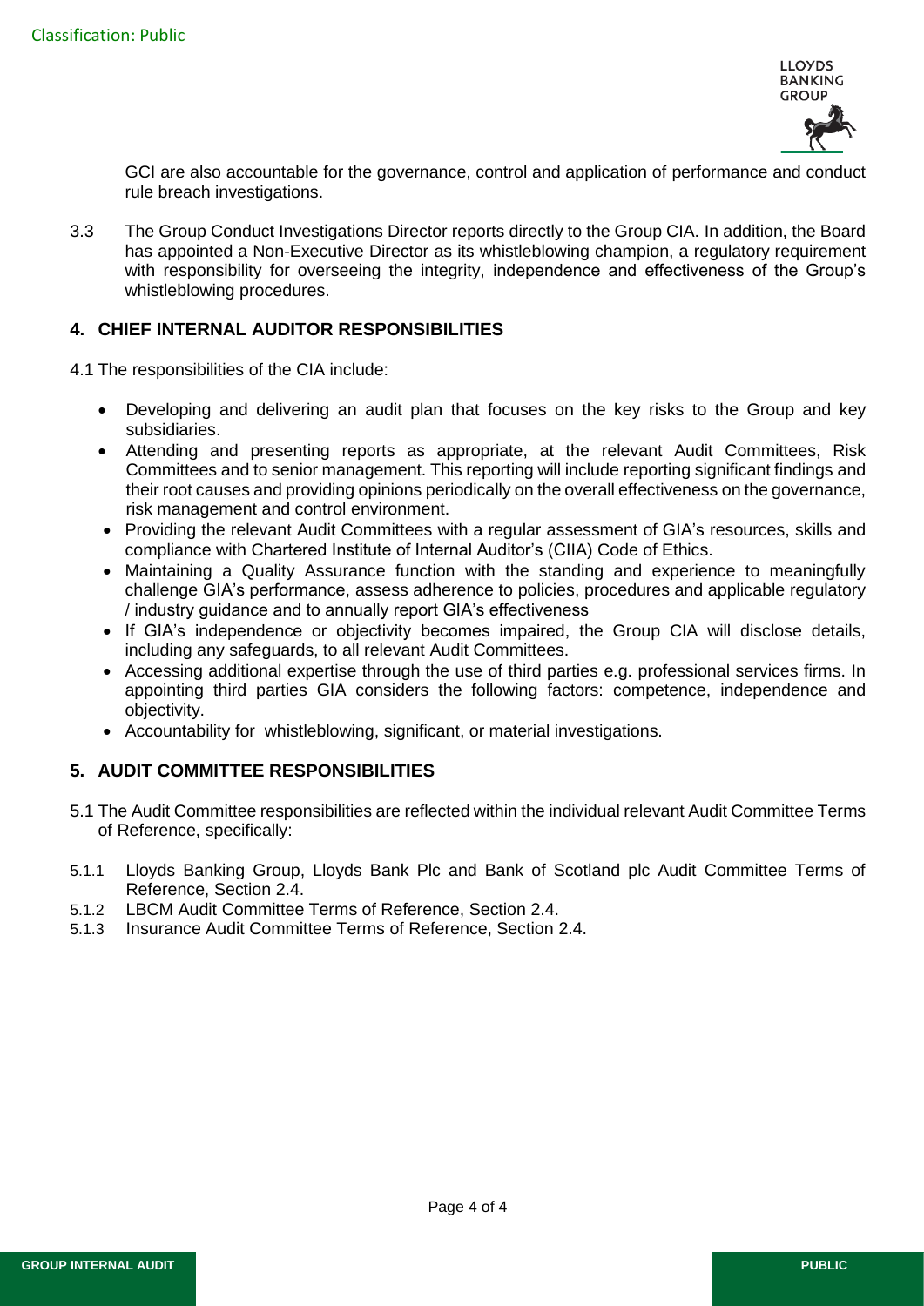GCI are also accountable for the governance, control and application of performance and conduct rule breach investigations.

3.3 The Group Conduct Investigations Director reports directly to the Group CIA. In addition, the Board has appointed a Non-Executive Director as its whistleblowing champion, a regulatory requirement with responsibility for overseeing the integrity, independence and effectiveness of the Group's whistleblowing procedures.

## 4. CHIEF INTERNAL AUDITOR RESPONSIBILITIES

4.1 The responsibilities of the CIA include:

- Developing and delivering an audit plan that focuses on the key risks to the Group and key subsidiaries.
- Attending and presenting reports as appropriate, at the relevant Audit Committees, Risk Committees and to senior management. This reporting will include reporting significant findings and their root causes and providing opinions periodically on the overall effectiveness on the governance, risk management and control environment.
- Providing the relevant Audit Committees with a regular assessment of GIA's resources, skills and compliance with Chartered Institute of Internal Auditor's (CIIA) Code of Ethics.
- Maintaining a Quality Assurance function with the standing and experience to meaningfully challenge GIA's performance, assess adherence to policies, procedures and applicable regulatory / industry guidance and to annually report GIA's effectiveness
- If GIA's independence or objectivity becomes impaired, the Group CIA will disclose details, including any safeguards, to all relevant Audit Committees.
- Accessing additional expertise through the use of third parties e.g. professional services firms. In appointing third parties GIA considers the following factors: competence, independence and objectivity.
- Accountability for whistleblowing, significant, or material investigations.

## 5. AUDIT COMMITTEE RESPONSIBILITIES

5.1 The Audit Committee responsibilities are reflected within the individual relevant Audit Committee Terms of Reference, specifically:

5.1.1 Lloyds Banking Group, Lloyds Bank Plc and Bank of Scotland plc Audit Committee Terms of Reference, Section 2.4.

5.1.2 LBCM Audit Committee Terms of Reference, Section 2.4.

5.1.3 Insurance Audit Committee Terms of Reference, Section 2.4.